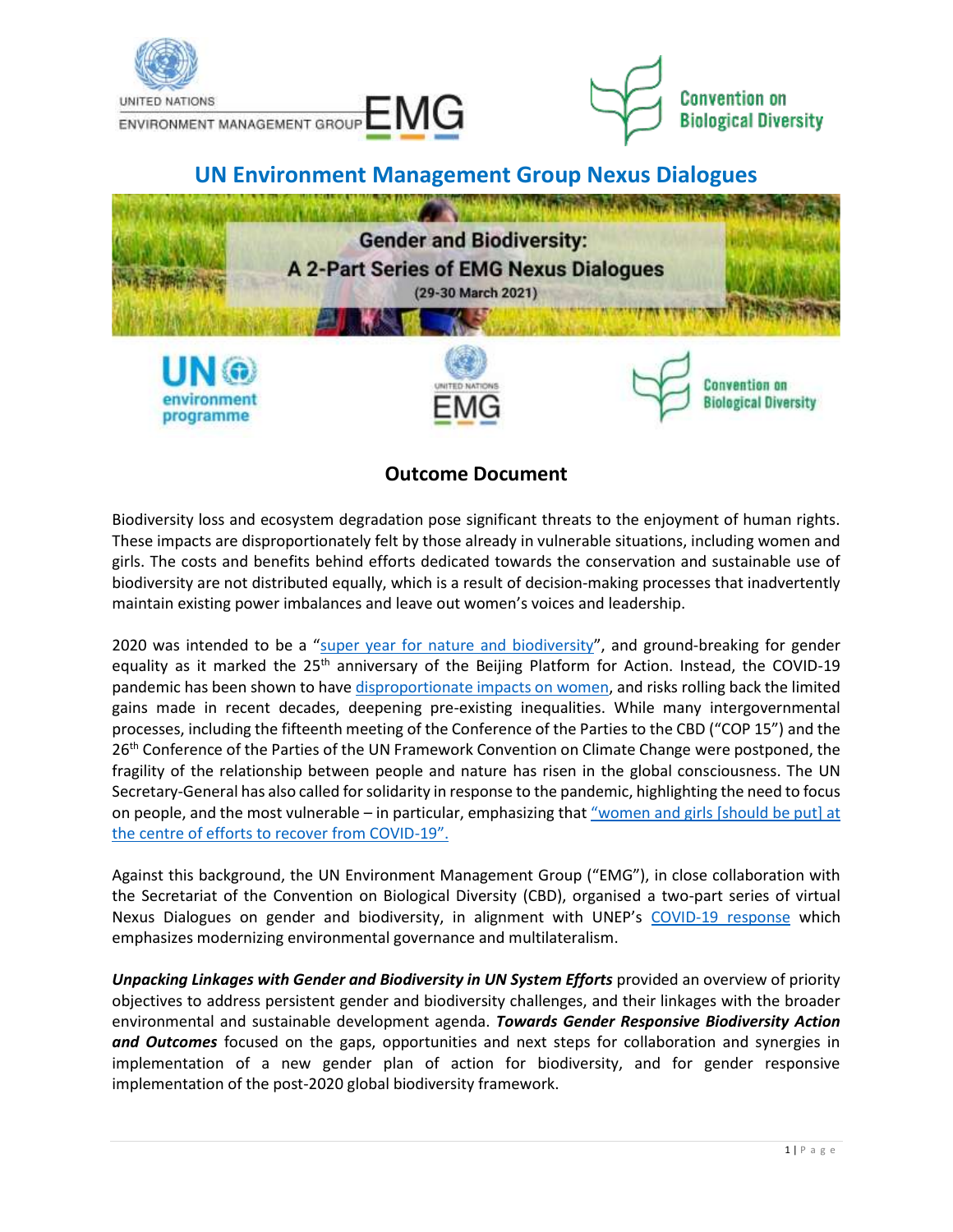# UN Environment Management Group Nexus Dialogues

**Gender and Biodiversity: A 2-Part Series of EMG Nexus Dialogues (29-30 March 2021)**

## Outcome Document

Biodiversity loss and ecosystem degradation pose significant threats to the enjoyment of human rights. These impacts are disproportionately felt by those already in vulnerable situations, including women and girls. The costs and benefits behind efforts dedicated towards the conservation and sustainable use of biodiversity are not distributed equally, which is a result of decision-making processes that inadvertently maintain existing power imbalances and leave out women's voices and leadership.

2020 was intended to be a "super year for nature and biodiversity", and ground-breaking for gender equality as it marked the 25th anniversary of the Beijing Platform for Action. Instead, the COVID-19 pandemic has been shown to have disproportionate impacts on women, and risks rolling back the limited gains made in recent decades, deepening pre-existing inequalities. While many intergovernmental processes, including the fifteenth meeting of the Conference of the Parties to the CBD ("COP 15") and the 26th Conference of the Parties of the UN Framework Convention on Climate Change were postponed, the fragility of the relationship between people and nature has risen in the global consciousness. The UN Secretary-General has also called for solidarity in response to the pandemic, highlighting the need to focus on people, and the most vulnerable – in particular, emphasizing that "women and girls [should be put] at the centre of efforts to recover from COVID-19".

Against this background, the UN Environment Management Group ("EMG"), in close collaboration with the Secretariat of the Convention on Biological Diversity (CBD), organised a two-part series of virtual Nexus Dialogues on gender and biodiversity, in alignment with UNEP's COVID-19 response which emphasizes modernizing environmental governance and multilateralism.

***Unpacking Linkages with Gender and Biodiversity in UN System Efforts*** provided an overview of priority objectives to address persistent gender and biodiversity challenges, and their linkages with the broader environmental and sustainable development agenda. ***Towards Gender Responsive Biodiversity Action and Outcomes*** focused on the gaps, opportunities and next steps for collaboration and synergies in implementation of a new gender plan of action for biodiversity, and for gender responsive implementation of the post-2020 global biodiversity framework.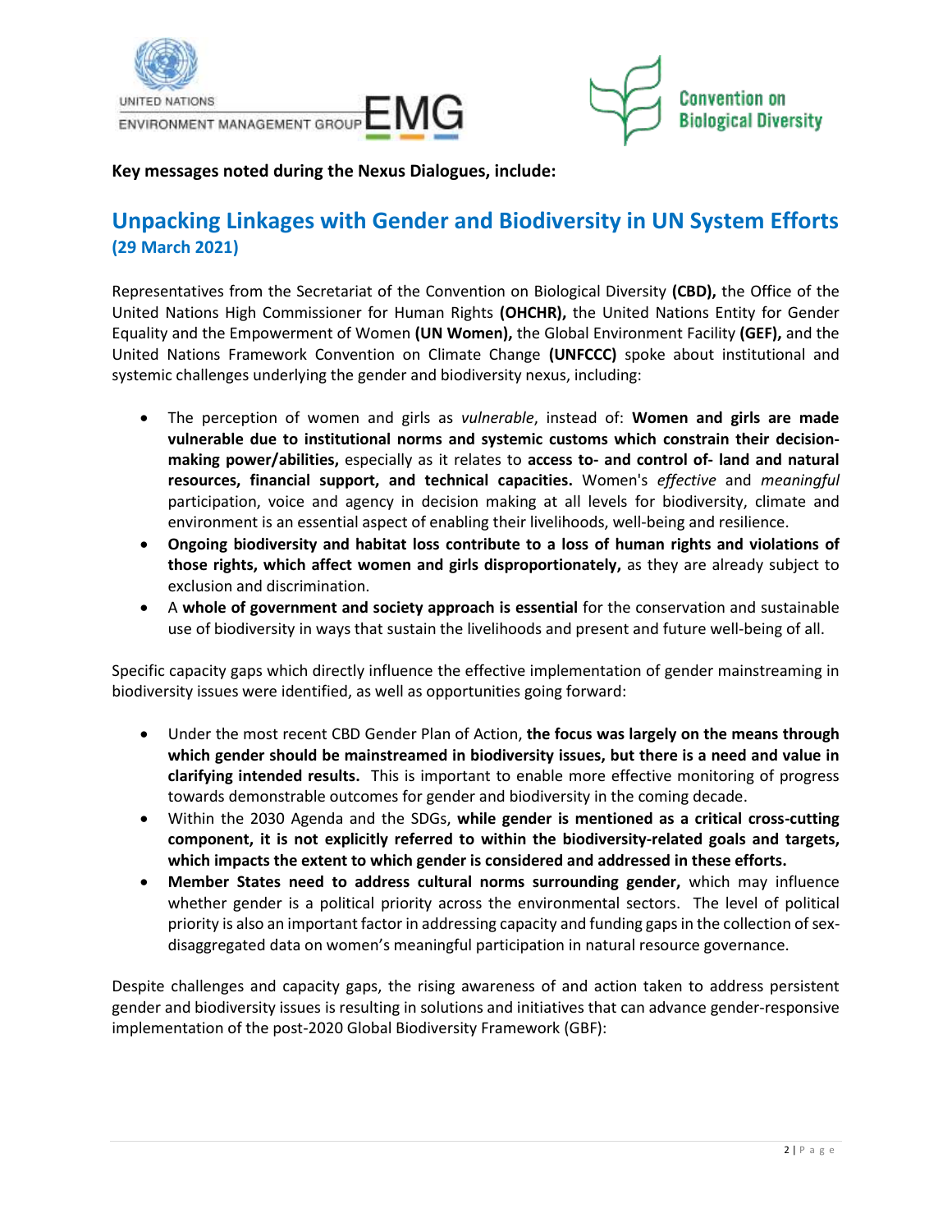**Key messages noted during the Nexus Dialogues, include:**

## Unpacking Linkages with Gender and Biodiversity in UN System Efforts
### (29 March 2021)

Representatives from the Secretariat of the Convention on Biological Diversity **(CBD),** the Office of the United Nations High Commissioner for Human Rights **(OHCHR),** the United Nations Entity for Gender Equality and the Empowerment of Women **(UN Women),** the Global Environment Facility **(GEF),** and the United Nations Framework Convention on Climate Change **(UNFCCC)** spoke about institutional and systemic challenges underlying the gender and biodiversity nexus, including:

- The perception of women and girls as *vulnerable*, instead of: **Women and girls are made vulnerable due to institutional norms and systemic customs which constrain their decision-making power/abilities,** especially as it relates to **access to- and control of- land and natural resources, financial support, and technical capacities.** Women's *effective* and *meaningful* participation, voice and agency in decision making at all levels for biodiversity, climate and environment is an essential aspect of enabling their livelihoods, well-being and resilience.
- **Ongoing biodiversity and habitat loss contribute to a loss of human rights and violations of those rights, which affect women and girls disproportionately,** as they are already subject to exclusion and discrimination.
- A **whole of government and society approach is essential** for the conservation and sustainable use of biodiversity in ways that sustain the livelihoods and present and future well-being of all.

Specific capacity gaps which directly influence the effective implementation of gender mainstreaming in biodiversity issues were identified, as well as opportunities going forward:

- Under the most recent CBD Gender Plan of Action, **the focus was largely on the means through which gender should be mainstreamed in biodiversity issues, but there is a need and value in clarifying intended results.** This is important to enable more effective monitoring of progress towards demonstrable outcomes for gender and biodiversity in the coming decade.
- Within the 2030 Agenda and the SDGs, **while gender is mentioned as a critical cross-cutting component, it is not explicitly referred to within the biodiversity-related goals and targets, which impacts the extent to which gender is considered and addressed in these efforts.**
- **Member States need to address cultural norms surrounding gender,** which may influence whether gender is a political priority across the environmental sectors. The level of political priority is also an important factor in addressing capacity and funding gaps in the collection of sex-disaggregated data on women's meaningful participation in natural resource governance.

Despite challenges and capacity gaps, the rising awareness of and action taken to address persistent gender and biodiversity issues is resulting in solutions and initiatives that can advance gender-responsive implementation of the post-2020 Global Biodiversity Framework (GBF):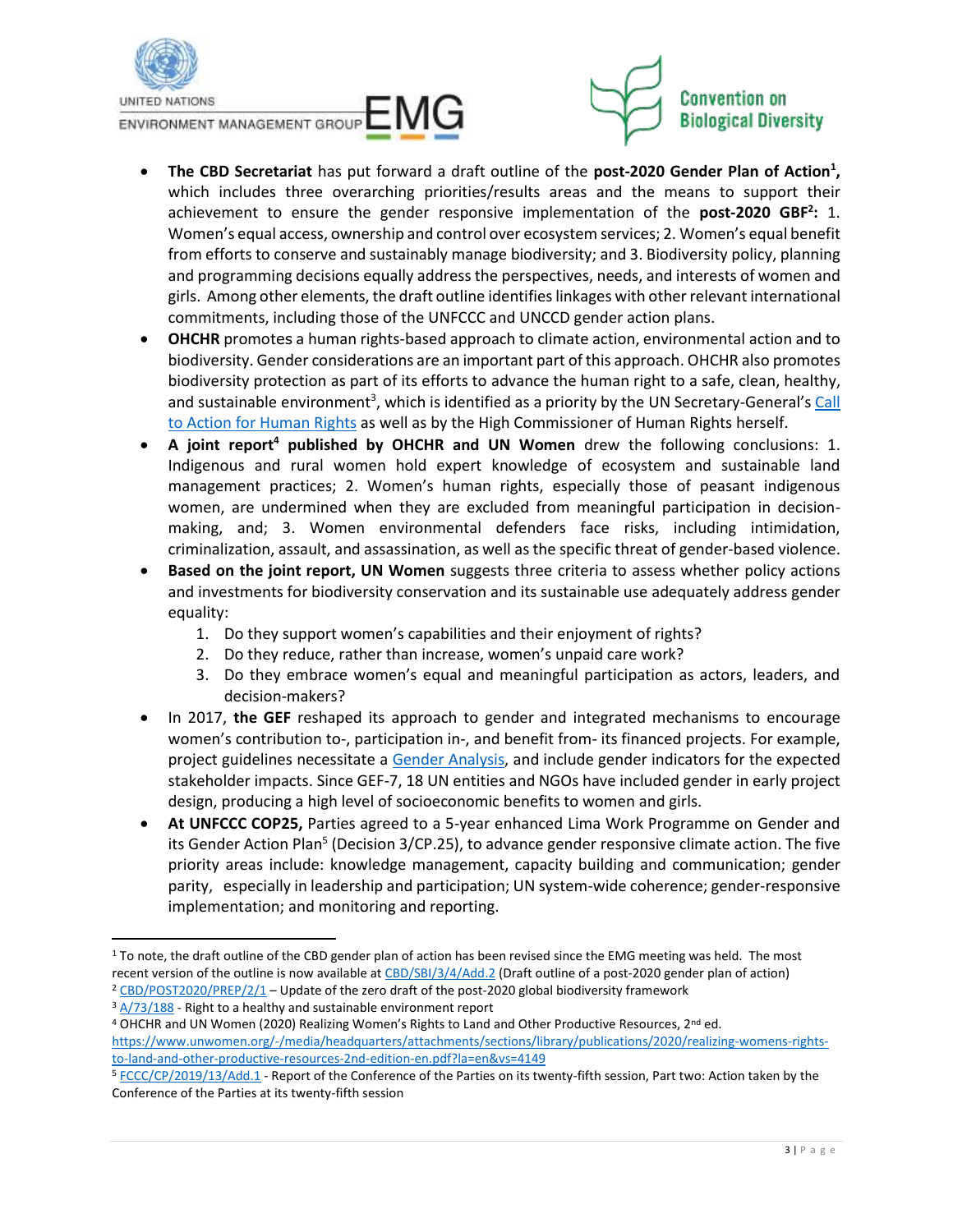- **The CBD Secretariat** has put forward a draft outline of the **post-2020 Gender Plan of Action**[1]**,** which includes three overarching priorities/results areas and the means to support their achievement to ensure the gender responsive implementation of the **post-2020 GBF**[2]**:** 1. Women's equal access, ownership and control over ecosystem services; 2. Women's equal benefit from efforts to conserve and sustainably manage biodiversity; and 3. Biodiversity policy, planning and programming decisions equally address the perspectives, needs, and interests of women and girls. Among other elements, the draft outline identifies linkages with other relevant international commitments, including those of the UNFCCC and UNCCD gender action plans.
- **OHCHR** promotes a human rights-based approach to climate action, environmental action and to biodiversity. Gender considerations are an important part of this approach. OHCHR also promotes biodiversity protection as part of its efforts to advance the human right to a safe, clean, healthy, and sustainable environment[3], which is identified as a priority by the UN Secretary-General's [Call to Action for Human Rights](https://www.un.org/) as well as by the High Commissioner of Human Rights herself.
- **A joint report**[4] **published by OHCHR and UN Women** drew the following conclusions: 1. Indigenous and rural women hold expert knowledge of ecosystem and sustainable land management practices; 2. Women's human rights, especially those of peasant indigenous women, are undermined when they are excluded from meaningful participation in decision-making, and; 3. Women environmental defenders face risks, including intimidation, criminalization, assault, and assassination, as well as the specific threat of gender-based violence.
- **Based on the joint report, UN Women** suggests three criteria to assess whether policy actions and investments for biodiversity conservation and its sustainable use adequately address gender equality:
    1. Do they support women's capabilities and their enjoyment of rights?
    2. Do they reduce, rather than increase, women's unpaid care work?
    3. Do they embrace women's equal and meaningful participation as actors, leaders, and decision-makers?
- In 2017, **the GEF** reshaped its approach to gender and integrated mechanisms to encourage women's contribution to-, participation in-, and benefit from- its financed projects. For example, project guidelines necessitate a Gender Analysis, and include gender indicators for the expected stakeholder impacts. Since GEF-7, 18 UN entities and NGOs have included gender in early project design, producing a high level of socioeconomic benefits to women and girls.
- **At UNFCCC COP25,** Parties agreed to a 5-year enhanced Lima Work Programme on Gender and its Gender Action Plan[5] (Decision 3/CP.25), to advance gender responsive climate action. The five priority areas include: knowledge management, capacity building and communication; gender parity, especially in leadership and participation; UN system-wide coherence; gender-responsive implementation; and monitoring and reporting.

---

[1] To note, the draft outline of the CBD gender plan of action has been revised since the EMG meeting was held. The most recent version of the outline is now available at CBD/SBI/3/4/Add.2 (Draft outline of a post-2020 gender plan of action)

[2] CBD/POST2020/PREP/2/1 – Update of the zero draft of the post-2020 global biodiversity framework

[3] A/73/188 - Right to a healthy and sustainable environment report

[4] OHCHR and UN Women (2020) Realizing Women's Rights to Land and Other Productive Resources, 2nd ed. https://www.unwomen.org/-/media/headquarters/attachments/sections/library/publications/2020/realizing-womens-rights-to-land-and-other-productive-resources-2nd-edition-en.pdf?la=en&vs=4149

[5] FCCC/CP/2019/13/Add.1 - Report of the Conference of the Parties on its twenty-fifth session, Part two: Action taken by the Conference of the Parties at its twenty-fifth session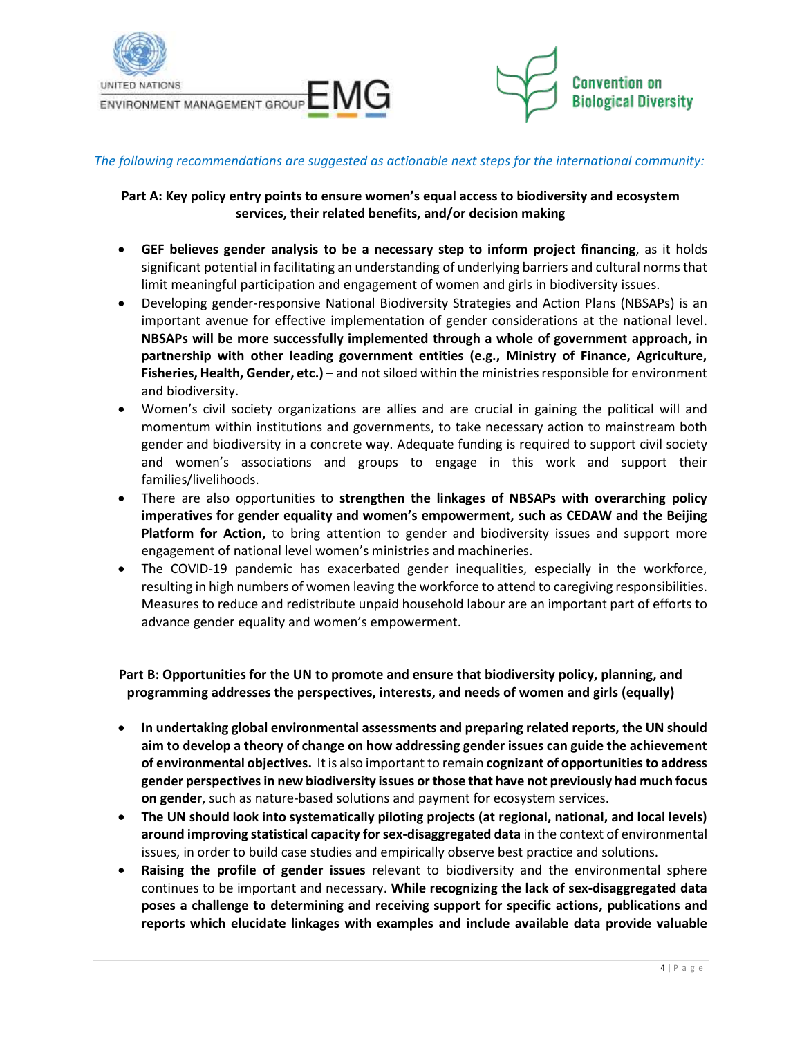*The following recommendations are suggested as actionable next steps for the international community:*

**Part A: Key policy entry points to ensure women's equal access to biodiversity and ecosystem services, their related benefits, and/or decision making**

- **GEF believes gender analysis to be a necessary step to inform project financing**, as it holds significant potential in facilitating an understanding of underlying barriers and cultural norms that limit meaningful participation and engagement of women and girls in biodiversity issues.
- Developing gender-responsive National Biodiversity Strategies and Action Plans (NBSAPs) is an important avenue for effective implementation of gender considerations at the national level. **NBSAPs will be more successfully implemented through a whole of government approach, in partnership with other leading government entities (e.g., Ministry of Finance, Agriculture, Fisheries, Health, Gender, etc.)** – and not siloed within the ministries responsible for environment and biodiversity.
- Women's civil society organizations are allies and are crucial in gaining the political will and momentum within institutions and governments, to take necessary action to mainstream both gender and biodiversity in a concrete way. Adequate funding is required to support civil society and women's associations and groups to engage in this work and support their families/livelihoods.
- There are also opportunities to **strengthen the linkages of NBSAPs with overarching policy imperatives for gender equality and women's empowerment, such as CEDAW and the Beijing Platform for Action,** to bring attention to gender and biodiversity issues and support more engagement of national level women's ministries and machineries.
- The COVID-19 pandemic has exacerbated gender inequalities, especially in the workforce, resulting in high numbers of women leaving the workforce to attend to caregiving responsibilities. Measures to reduce and redistribute unpaid household labour are an important part of efforts to advance gender equality and women's empowerment.

**Part B: Opportunities for the UN to promote and ensure that biodiversity policy, planning, and programming addresses the perspectives, interests, and needs of women and girls (equally)**

- **In undertaking global environmental assessments and preparing related reports, the UN should aim to develop a theory of change on how addressing gender issues can guide the achievement of environmental objectives.** It is also important to remain **cognizant of opportunities to address gender perspectives in new biodiversity issues or those that have not previously had much focus on gender**, such as nature-based solutions and payment for ecosystem services.
- **The UN should look into systematically piloting projects (at regional, national, and local levels) around improving statistical capacity for sex-disaggregated data** in the context of environmental issues, in order to build case studies and empirically observe best practice and solutions.
- **Raising the profile of gender issues** relevant to biodiversity and the environmental sphere continues to be important and necessary. **While recognizing the lack of sex-disaggregated data poses a challenge to determining and receiving support for specific actions, publications and reports which elucidate linkages with examples and include available data provide valuable**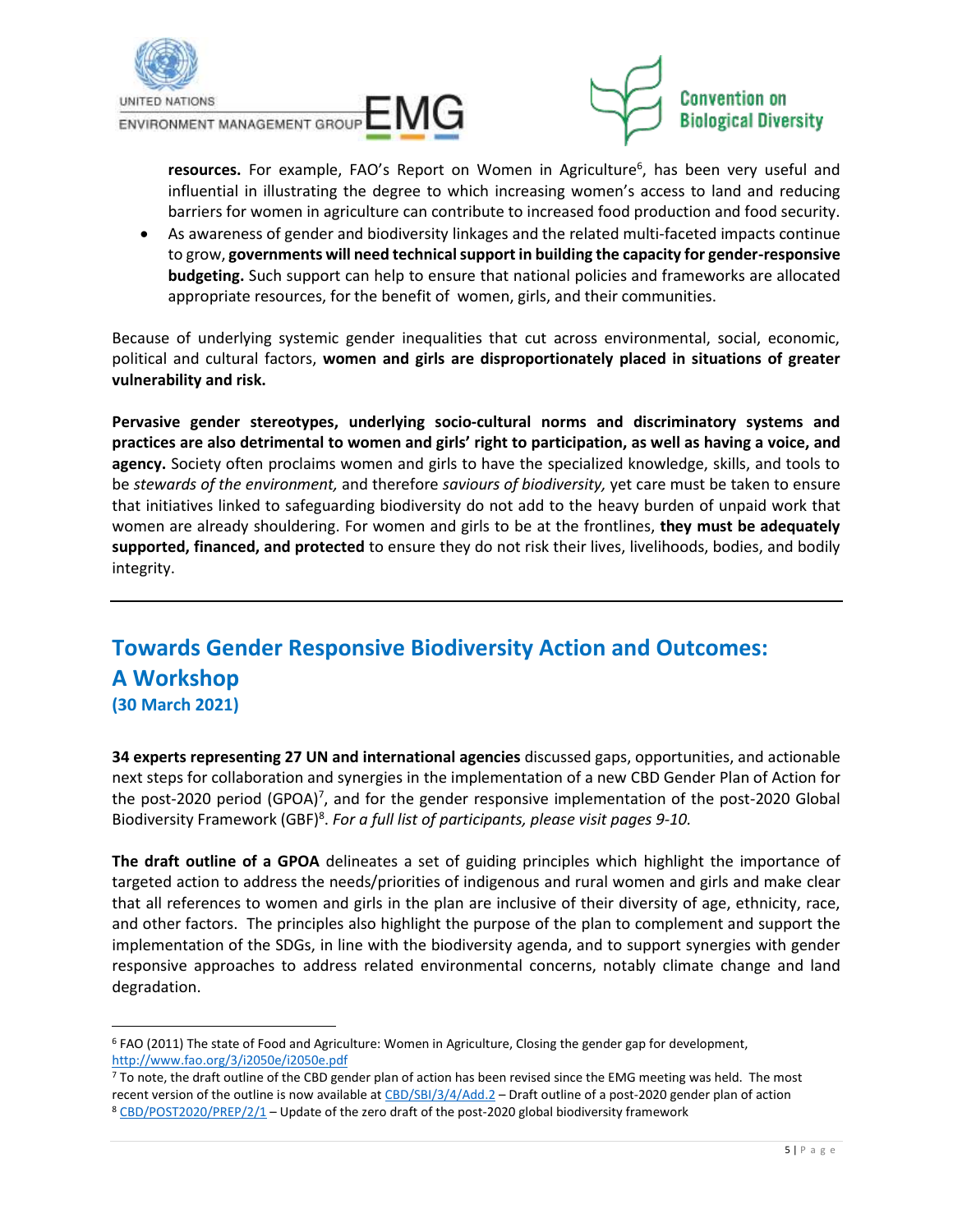- **resources.** For example, FAO's Report on Women in Agriculture[6], has been very useful and influential in illustrating the degree to which increasing women's access to land and reducing barriers for women in agriculture can contribute to increased food production and food security.
- As awareness of gender and biodiversity linkages and the related multi-faceted impacts continue to grow, **governments will need technical support in building the capacity for gender-responsive budgeting.** Such support can help to ensure that national policies and frameworks are allocated appropriate resources, for the benefit of women, girls, and their communities.

Because of underlying systemic gender inequalities that cut across environmental, social, economic, political and cultural factors, **women and girls are disproportionately placed in situations of greater vulnerability and risk.**

**Pervasive gender stereotypes, underlying socio-cultural norms and discriminatory systems and practices are also detrimental to women and girls' right to participation, as well as having a voice, and agency.** Society often proclaims women and girls to have the specialized knowledge, skills, and tools to be *stewards of the environment,* and therefore *saviours of biodiversity,* yet care must be taken to ensure that initiatives linked to safeguarding biodiversity do not add to the heavy burden of unpaid work that women are already shouldering. For women and girls to be at the frontlines, **they must be adequately supported, financed, and protected** to ensure they do not risk their lives, livelihoods, bodies, and bodily integrity.

---

## Towards Gender Responsive Biodiversity Action and Outcomes: A Workshop
**(30 March 2021)**

**34 experts representing 27 UN and international agencies** discussed gaps, opportunities, and actionable next steps for collaboration and synergies in the implementation of a new CBD Gender Plan of Action for the post-2020 period (GPOA)[7], and for the gender responsive implementation of the post-2020 Global Biodiversity Framework (GBF)[8]. *For a full list of participants, please visit pages 9-10.*

**The draft outline of a GPOA** delineates a set of guiding principles which highlight the importance of targeted action to address the needs/priorities of indigenous and rural women and girls and make clear that all references to women and girls in the plan are inclusive of their diversity of age, ethnicity, race, and other factors. The principles also highlight the purpose of the plan to complement and support the implementation of the SDGs, in line with the biodiversity agenda, and to support synergies with gender responsive approaches to address related environmental concerns, notably climate change and land degradation.

---

[6] FAO (2011) The state of Food and Agriculture: Women in Agriculture, Closing the gender gap for development, http://www.fao.org/3/i2050e/i2050e.pdf

[7] To note, the draft outline of the CBD gender plan of action has been revised since the EMG meeting was held. The most recent version of the outline is now available at CBD/SBI/3/4/Add.2 – Draft outline of a post-2020 gender plan of action

[8] CBD/POST2020/PREP/2/1 – Update of the zero draft of the post-2020 global biodiversity framework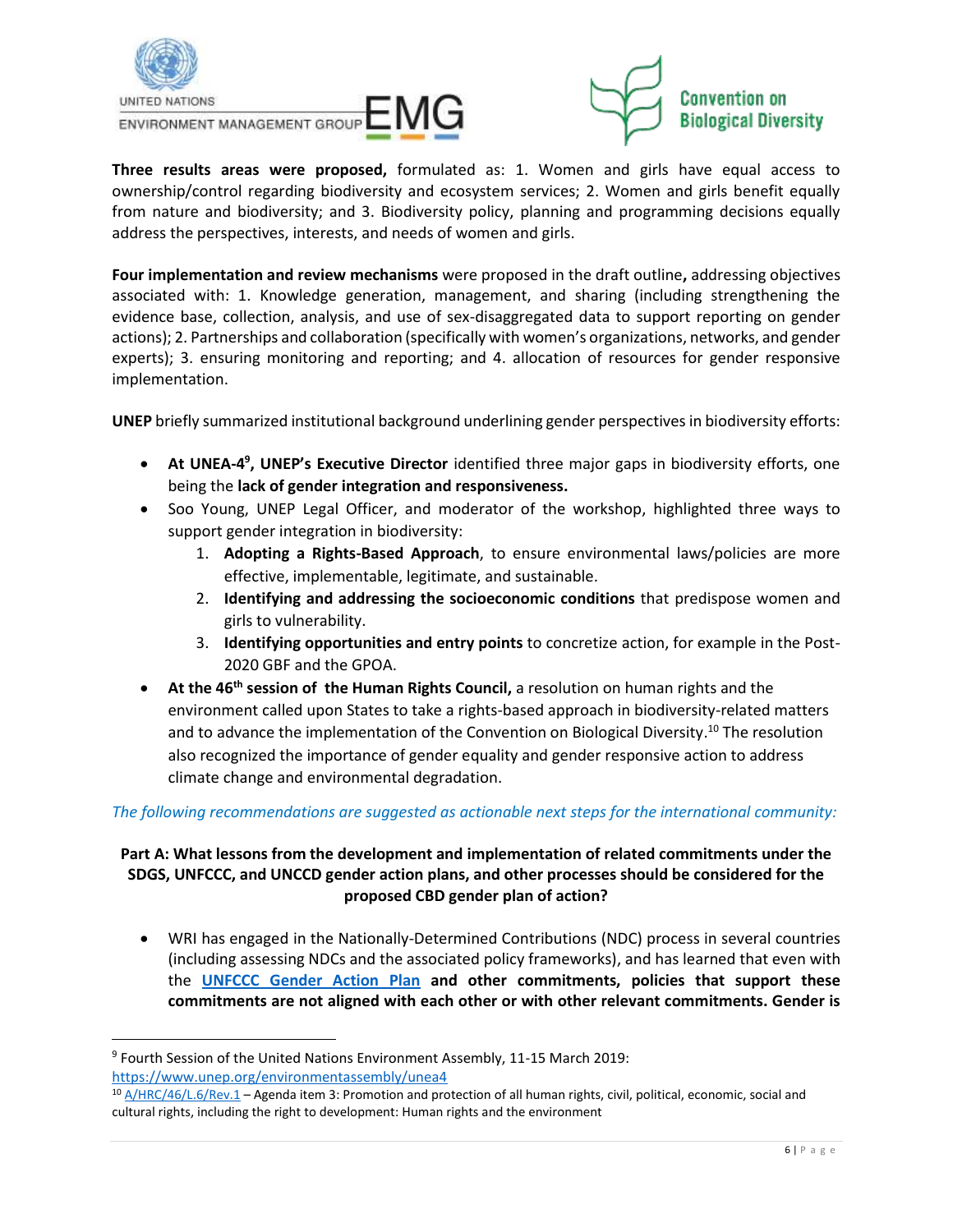**Three results areas were proposed,** formulated as: 1. Women and girls have equal access to ownership/control regarding biodiversity and ecosystem services; 2. Women and girls benefit equally from nature and biodiversity; and 3. Biodiversity policy, planning and programming decisions equally address the perspectives, interests, and needs of women and girls.

**Four implementation and review mechanisms** were proposed in the draft outline**,** addressing objectives associated with: 1. Knowledge generation, management, and sharing (including strengthening the evidence base, collection, analysis, and use of sex-disaggregated data to support reporting on gender actions); 2. Partnerships and collaboration (specifically with women's organizations, networks, and gender experts); 3. ensuring monitoring and reporting; and 4. allocation of resources for gender responsive implementation.

**UNEP** briefly summarized institutional background underlining gender perspectives in biodiversity efforts:

- **At UNEA-4**[9]**, UNEP's Executive Director** identified three major gaps in biodiversity efforts, one being the **lack of gender integration and responsiveness.**
- Soo Young, UNEP Legal Officer, and moderator of the workshop, highlighted three ways to support gender integration in biodiversity:
    1. **Adopting a Rights-Based Approach**, to ensure environmental laws/policies are more effective, implementable, legitimate, and sustainable.
    2. **Identifying and addressing the socioeconomic conditions** that predispose women and girls to vulnerability.
    3. **Identifying opportunities and entry points** to concretize action, for example in the Post-2020 GBF and the GPOA.
- **At the 46**th **session of the Human Rights Council,** a resolution on human rights and the environment called upon States to take a rights-based approach in biodiversity-related matters and to advance the implementation of the Convention on Biological Diversity.[10] The resolution also recognized the importance of gender equality and gender responsive action to address climate change and environmental degradation.

*The following recommendations are suggested as actionable next steps for the international community:*

**Part A: What lessons from the development and implementation of related commitments under the SDGS, UNFCCC, and UNCCD gender action plans, and other processes should be considered for the proposed CBD gender plan of action?**

- WRI has engaged in the Nationally-Determined Contributions (NDC) process in several countries (including assessing NDCs and the associated policy frameworks), and has learned that even with the [UNFCCC Gender Action Plan](#) **and other commitments, policies that support these commitments are not aligned with each other or with other relevant commitments. Gender is**

---

[9] Fourth Session of the United Nations Environment Assembly, 11-15 March 2019: https://www.unep.org/environmentassembly/unea4

[10] A/HRC/46/L.6/Rev.1 – Agenda item 3: Promotion and protection of all human rights, civil, political, economic, social and cultural rights, including the right to development: Human rights and the environment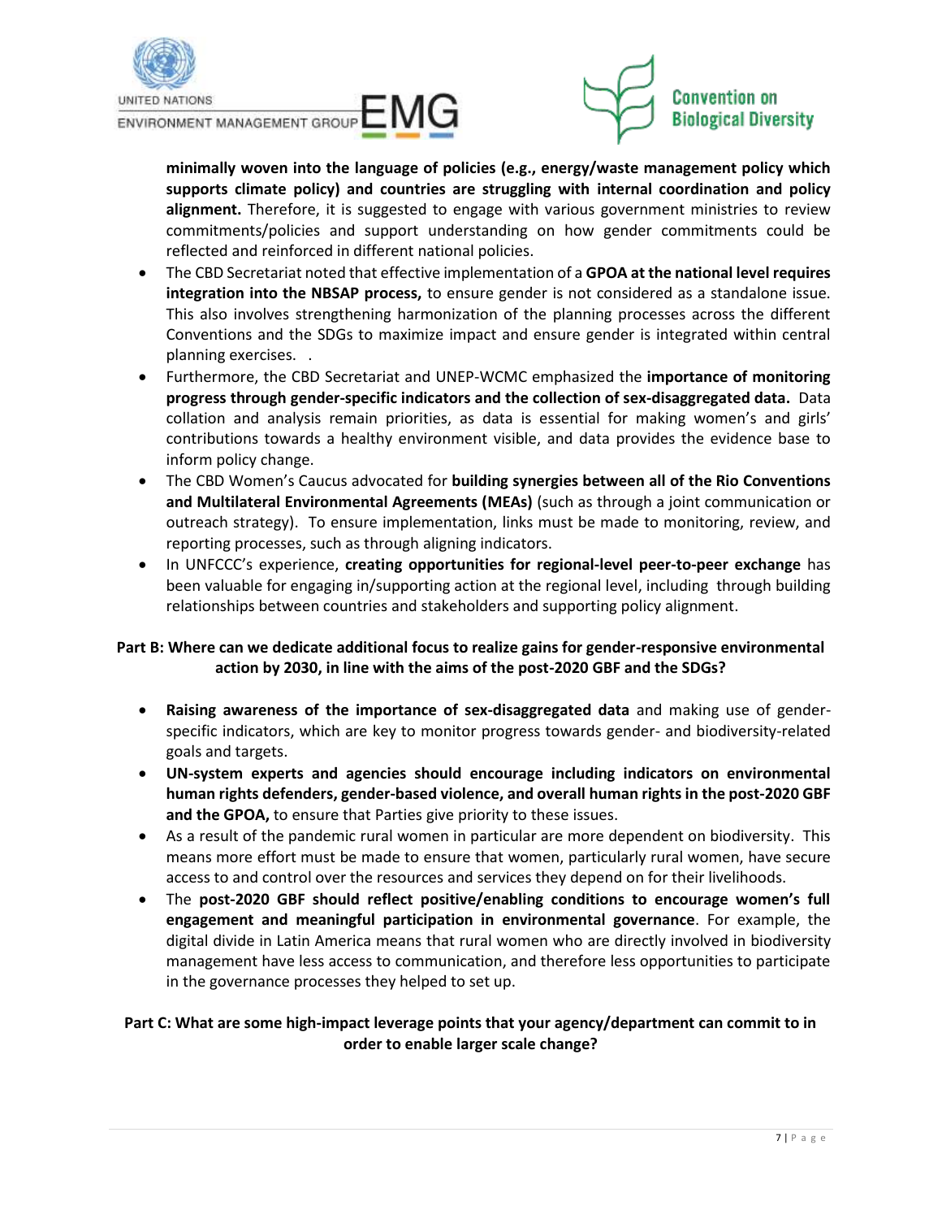**minimally woven into the language of policies (e.g., energy/waste management policy which supports climate policy) and countries are struggling with internal coordination and policy alignment.** Therefore, it is suggested to engage with various government ministries to review commitments/policies and support understanding on how gender commitments could be reflected and reinforced in different national policies.

- The CBD Secretariat noted that effective implementation of a **GPOA at the national level requires integration into the NBSAP process,** to ensure gender is not considered as a standalone issue. This also involves strengthening harmonization of the planning processes across the different Conventions and the SDGs to maximize impact and ensure gender is integrated within central planning exercises.  .
- Furthermore, the CBD Secretariat and UNEP-WCMC emphasized the **importance of monitoring progress through gender-specific indicators and the collection of sex-disaggregated data.** Data collation and analysis remain priorities, as data is essential for making women's and girls' contributions towards a healthy environment visible, and data provides the evidence base to inform policy change.
- The CBD Women's Caucus advocated for **building synergies between all of the Rio Conventions and Multilateral Environmental Agreements (MEAs)** (such as through a joint communication or outreach strategy). To ensure implementation, links must be made to monitoring, review, and reporting processes, such as through aligning indicators.
- In UNFCCC's experience, **creating opportunities for regional-level peer-to-peer exchange** has been valuable for engaging in/supporting action at the regional level, including through building relationships between countries and stakeholders and supporting policy alignment.

**Part B: Where can we dedicate additional focus to realize gains for gender-responsive environmental action by 2030, in line with the aims of the post-2020 GBF and the SDGs?**

- **Raising awareness of the importance of sex-disaggregated data** and making use of gender-specific indicators, which are key to monitor progress towards gender- and biodiversity-related goals and targets.
- **UN-system experts and agencies should encourage including indicators on environmental human rights defenders, gender-based violence, and overall human rights in the post-2020 GBF and the GPOA,** to ensure that Parties give priority to these issues.
- As a result of the pandemic rural women in particular are more dependent on biodiversity. This means more effort must be made to ensure that women, particularly rural women, have secure access to and control over the resources and services they depend on for their livelihoods.
- The **post-2020 GBF should reflect positive/enabling conditions to encourage women's full engagement and meaningful participation in environmental governance**. For example, the digital divide in Latin America means that rural women who are directly involved in biodiversity management have less access to communication, and therefore less opportunities to participate in the governance processes they helped to set up.

**Part C: What are some high-impact leverage points that your agency/department can commit to in order to enable larger scale change?**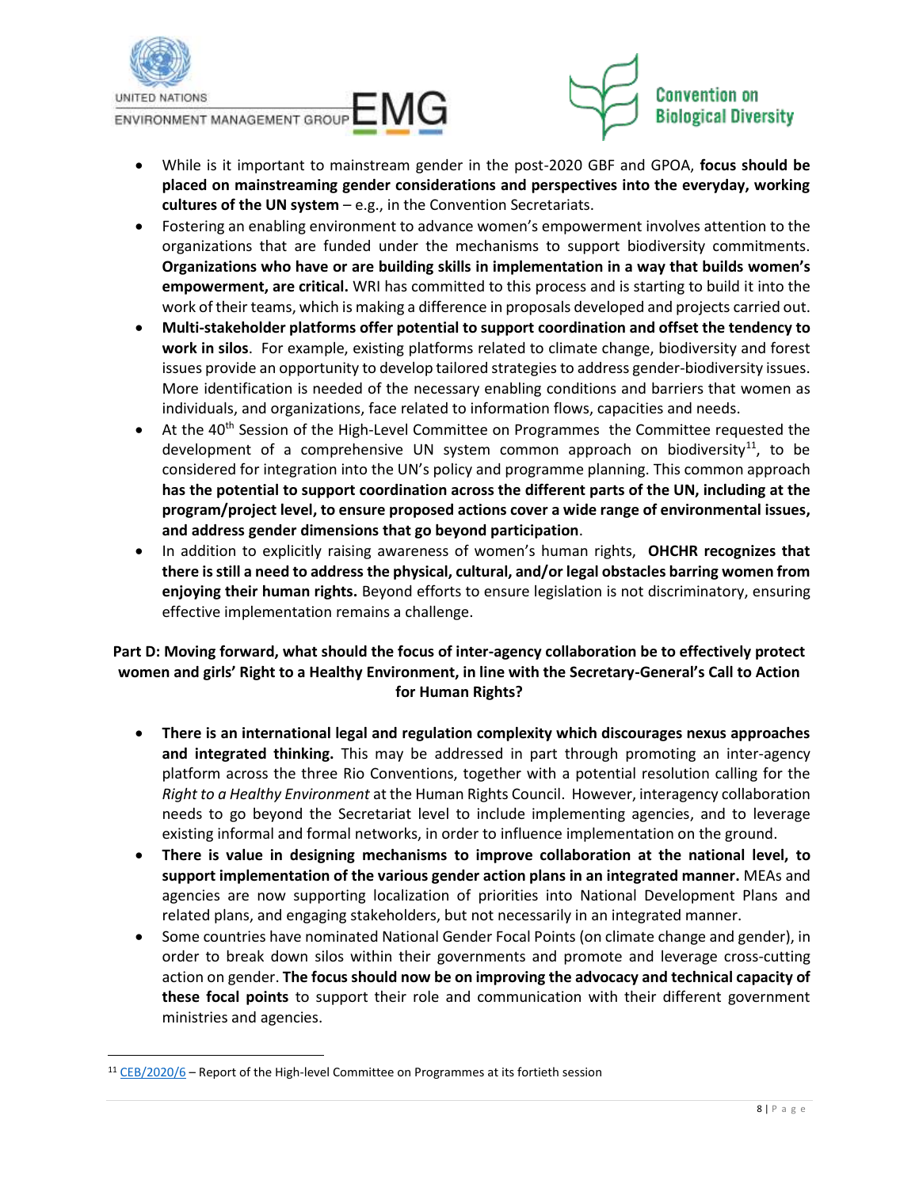- While is it important to mainstream gender in the post-2020 GBF and GPOA, **focus should be placed on mainstreaming gender considerations and perspectives into the everyday, working cultures of the UN system** – e.g., in the Convention Secretariats.
- Fostering an enabling environment to advance women's empowerment involves attention to the organizations that are funded under the mechanisms to support biodiversity commitments. **Organizations who have or are building skills in implementation in a way that builds women's empowerment, are critical.** WRI has committed to this process and is starting to build it into the work of their teams, which is making a difference in proposals developed and projects carried out.
- **Multi-stakeholder platforms offer potential to support coordination and offset the tendency to work in silos**. For example, existing platforms related to climate change, biodiversity and forest issues provide an opportunity to develop tailored strategies to address gender-biodiversity issues. More identification is needed of the necessary enabling conditions and barriers that women as individuals, and organizations, face related to information flows, capacities and needs.
- At the 40th Session of the High-Level Committee on Programmes the Committee requested the development of a comprehensive UN system common approach on biodiversity[11], to be considered for integration into the UN's policy and programme planning. This common approach **has the potential to support coordination across the different parts of the UN, including at the program/project level, to ensure proposed actions cover a wide range of environmental issues, and address gender dimensions that go beyond participation**.
- In addition to explicitly raising awareness of women's human rights, **OHCHR recognizes that there is still a need to address the physical, cultural, and/or legal obstacles barring women from enjoying their human rights.** Beyond efforts to ensure legislation is not discriminatory, ensuring effective implementation remains a challenge.

**Part D: Moving forward, what should the focus of inter-agency collaboration be to effectively protect women and girls' Right to a Healthy Environment, in line with the Secretary-General's Call to Action for Human Rights?**

- **There is an international legal and regulation complexity which discourages nexus approaches and integrated thinking.** This may be addressed in part through promoting an inter-agency platform across the three Rio Conventions, together with a potential resolution calling for the *Right to a Healthy Environment* at the Human Rights Council. However, interagency collaboration needs to go beyond the Secretariat level to include implementing agencies, and to leverage existing informal and formal networks, in order to influence implementation on the ground.
- **There is value in designing mechanisms to improve collaboration at the national level, to support implementation of the various gender action plans in an integrated manner.** MEAs and agencies are now supporting localization of priorities into National Development Plans and related plans, and engaging stakeholders, but not necessarily in an integrated manner.
- Some countries have nominated National Gender Focal Points (on climate change and gender), in order to break down silos within their governments and promote and leverage cross-cutting action on gender. **The focus should now be on improving the advocacy and technical capacity of these focal points** to support their role and communication with their different government ministries and agencies.

[11] CEB/2020/6 – Report of the High-level Committee on Programmes at its fortieth session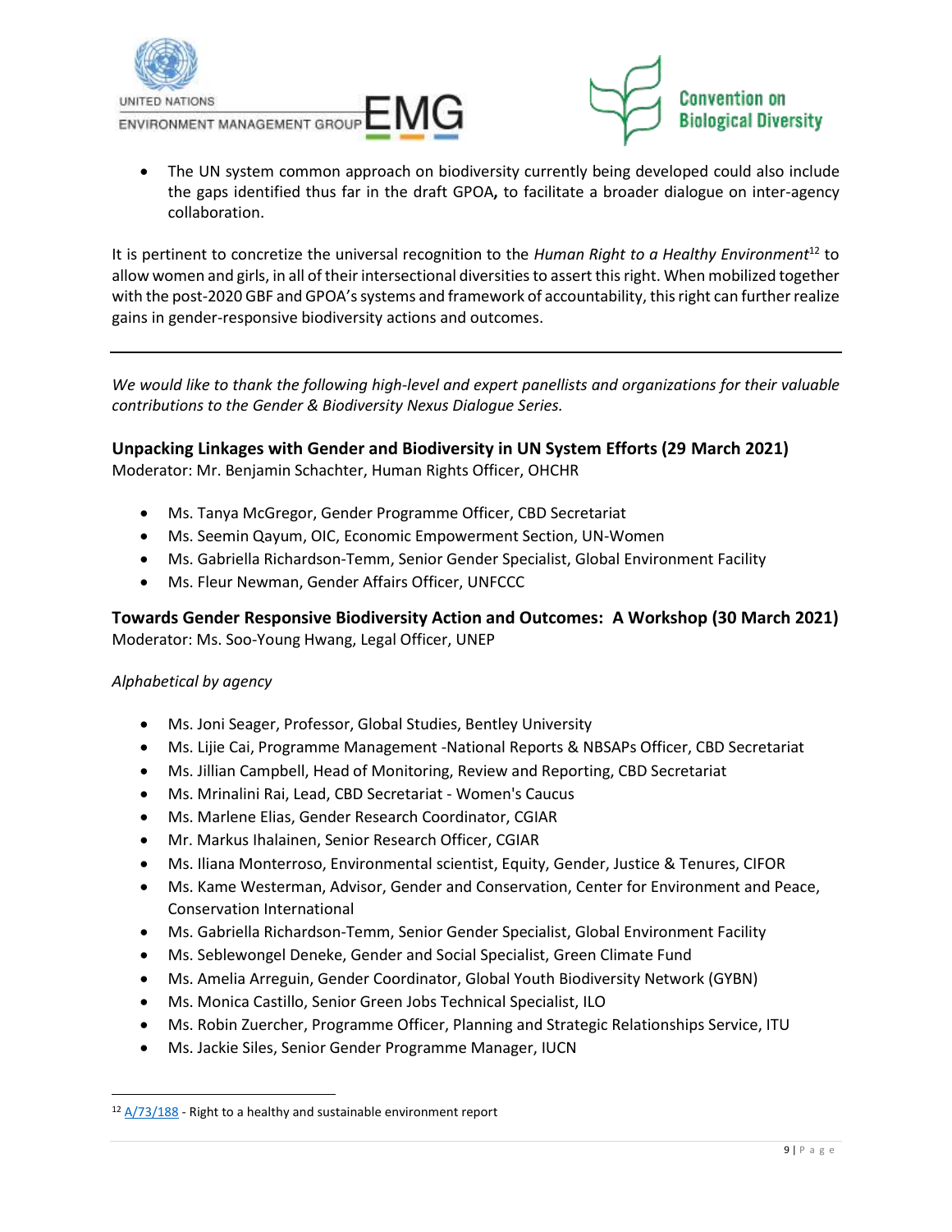- The UN system common approach on biodiversity currently being developed could also include the gaps identified thus far in the draft GPOA**,** to facilitate a broader dialogue on inter-agency collaboration.

It is pertinent to concretize the universal recognition to the *Human Right to a Healthy Environment*[12] to allow women and girls, in all of their intersectional diversities to assert this right. When mobilized together with the post-2020 GBF and GPOA's systems and framework of accountability, this right can further realize gains in gender-responsive biodiversity actions and outcomes.

---

*We would like to thank the following high-level and expert panellists and organizations for their valuable contributions to the Gender & Biodiversity Nexus Dialogue Series.*

### Unpacking Linkages with Gender and Biodiversity in UN System Efforts (29 March 2021)

Moderator: Mr. Benjamin Schachter, Human Rights Officer, OHCHR

- Ms. Tanya McGregor, Gender Programme Officer, CBD Secretariat
- Ms. Seemin Qayum, OIC, Economic Empowerment Section, UN-Women
- Ms. Gabriella Richardson-Temm, Senior Gender Specialist, Global Environment Facility
- Ms. Fleur Newman, Gender Affairs Officer, UNFCCC

### Towards Gender Responsive Biodiversity Action and Outcomes: A Workshop (30 March 2021)

Moderator: Ms. Soo-Young Hwang, Legal Officer, UNEP

*Alphabetical by agency*

- Ms. Joni Seager, Professor, Global Studies, Bentley University
- Ms. Lijie Cai, Programme Management -National Reports & NBSAPs Officer, CBD Secretariat
- Ms. Jillian Campbell, Head of Monitoring, Review and Reporting, CBD Secretariat
- Ms. Mrinalini Rai, Lead, CBD Secretariat - Women's Caucus
- Ms. Marlene Elias, Gender Research Coordinator, CGIAR
- Mr. Markus Ihalainen, Senior Research Officer, CGIAR
- Ms. Iliana Monterroso, Environmental scientist, Equity, Gender, Justice & Tenures, CIFOR
- Ms. Kame Westerman, Advisor, Gender and Conservation, Center for Environment and Peace, Conservation International
- Ms. Gabriella Richardson-Temm, Senior Gender Specialist, Global Environment Facility
- Ms. Seblewongel Deneke, Gender and Social Specialist, Green Climate Fund
- Ms. Amelia Arreguin, Gender Coordinator, Global Youth Biodiversity Network (GYBN)
- Ms. Monica Castillo, Senior Green Jobs Technical Specialist, ILO
- Ms. Robin Zuercher, Programme Officer, Planning and Strategic Relationships Service, ITU
- Ms. Jackie Siles, Senior Gender Programme Manager, IUCN

---

[12] A/73/188 - Right to a healthy and sustainable environment report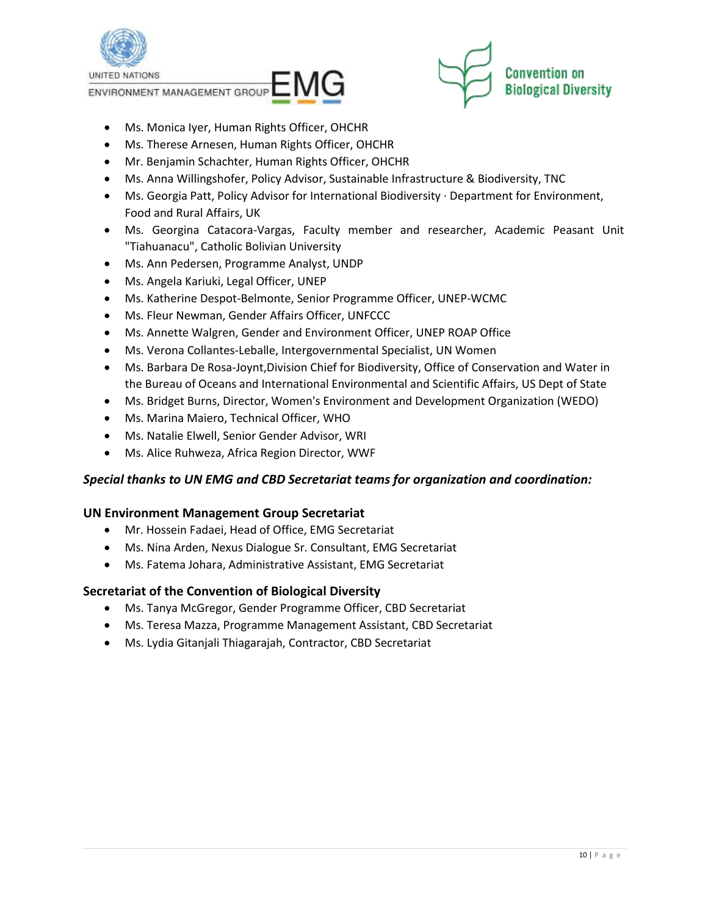- Ms. Monica Iyer, Human Rights Officer, OHCHR
- Ms. Therese Arnesen, Human Rights Officer, OHCHR
- Mr. Benjamin Schachter, Human Rights Officer, OHCHR
- Ms. Anna Willingshofer, Policy Advisor, Sustainable Infrastructure & Biodiversity, TNC
- Ms. Georgia Patt, Policy Advisor for International Biodiversity · Department for Environment, Food and Rural Affairs, UK
- Ms. Georgina Catacora-Vargas, Faculty member and researcher, Academic Peasant Unit "Tiahuanacu", Catholic Bolivian University
- Ms. Ann Pedersen, Programme Analyst, UNDP
- Ms. Angela Kariuki, Legal Officer, UNEP
- Ms. Katherine Despot-Belmonte, Senior Programme Officer, UNEP-WCMC
- Ms. Fleur Newman, Gender Affairs Officer, UNFCCC
- Ms. Annette Walgren, Gender and Environment Officer, UNEP ROAP Office
- Ms. Verona Collantes-Leballe, Intergovernmental Specialist, UN Women
- Ms. Barbara De Rosa-Joynt,Division Chief for Biodiversity, Office of Conservation and Water in the Bureau of Oceans and International Environmental and Scientific Affairs, US Dept of State
- Ms. Bridget Burns, Director, Women's Environment and Development Organization (WEDO)
- Ms. Marina Maiero, Technical Officer, WHO
- Ms. Natalie Elwell, Senior Gender Advisor, WRI
- Ms. Alice Ruhweza, Africa Region Director, WWF

***Special thanks to UN EMG and CBD Secretariat teams for organization and coordination:***

**UN Environment Management Group Secretariat**

- Mr. Hossein Fadaei, Head of Office, EMG Secretariat
- Ms. Nina Arden, Nexus Dialogue Sr. Consultant, EMG Secretariat
- Ms. Fatema Johara, Administrative Assistant, EMG Secretariat

**Secretariat of the Convention of Biological Diversity**

- Ms. Tanya McGregor, Gender Programme Officer, CBD Secretariat
- Ms. Teresa Mazza, Programme Management Assistant, CBD Secretariat
- Ms. Lydia Gitanjali Thiagarajah, Contractor, CBD Secretariat